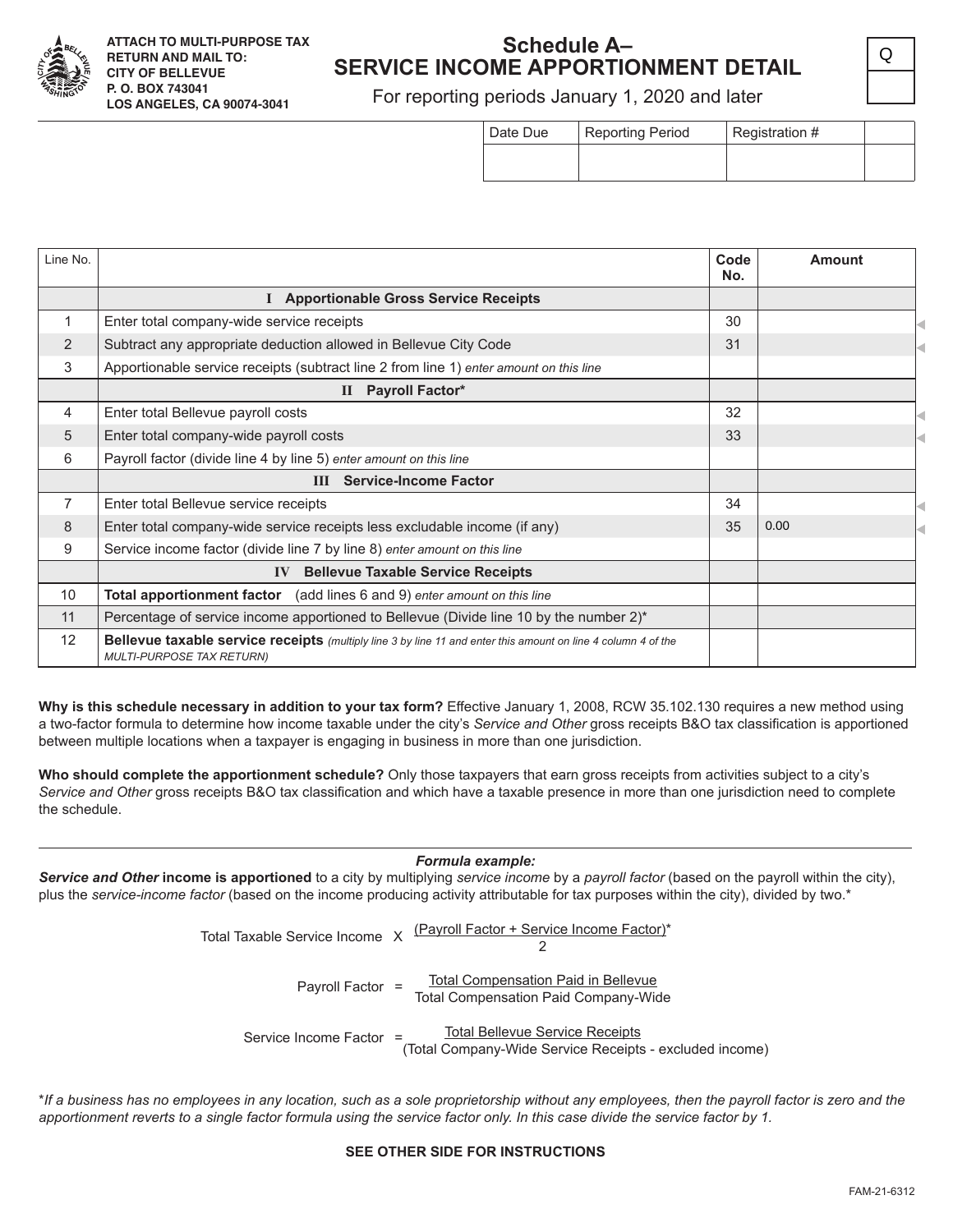ATTACH TO MULTI-PURPOSE TAX RETURN AND MAIL TO:
CITY OF BELLEVUE
P. O. BOX 743041
LOS ANGELES, CA 90074-3041

# Schedule A– SERVICE INCOME APPORTIONMENT DETAIL

For reporting periods January 1, 2020 and later

Q

| Date Due | Reporting Period | Registration # | |
|---|---|---|---|
| | | | |

| Line No. | | Code No. | Amount |
|---|---|---|---|
| | **I Apportionable Gross Service Receipts** | | |
| 1 | Enter total company-wide service receipts | 30 | |
| 2 | Subtract any appropriate deduction allowed in Bellevue City Code | 31 | |
| 3 | Apportionable service receipts (subtract line 2 from line 1) *enter amount on this line* | | |
| | **II Payroll Factor*** | | |
| 4 | Enter total Bellevue payroll costs | 32 | |
| 5 | Enter total company-wide payroll costs | 33 | |
| 6 | Payroll factor (divide line 4 by line 5) *enter amount on this line* | | |
| | **III Service-Income Factor** | | |
| 7 | Enter total Bellevue service receipts | 34 | |
| 8 | Enter total company-wide service receipts less excludable income (if any) | 35 | 0.00 |
| 9 | Service income factor (divide line 7 by line 8) *enter amount on this line* | | |
| | **IV Bellevue Taxable Service Receipts** | | |
| 10 | **Total apportionment factor** (add lines 6 and 9) *enter amount on this line* | | |
| 11 | Percentage of service income apportioned to Bellevue (Divide line 10 by the number 2)* | | |
| 12 | **Bellevue taxable service receipts** *(multiply line 3 by line 11 and enter this amount on line 4 column 4 of the MULTI-PURPOSE TAX RETURN)* | | |

**Why is this schedule necessary in addition to your tax form?** Effective January 1, 2008, RCW 35.102.130 requires a new method using a two-factor formula to determine how income taxable under the city's *Service and Other* gross receipts B&O tax classification is apportioned between multiple locations when a taxpayer is engaging in business in more than one jurisdiction.

**Who should complete the apportionment schedule?** Only those taxpayers that earn gross receipts from activities subject to a city's *Service and Other* gross receipts B&O tax classification and which have a taxable presence in more than one jurisdiction need to complete the schedule.

***Formula example:***

***Service and Other* income is apportioned** to a city by multiplying *service income* by a *payroll factor* (based on the payroll within the city), plus the *service-income factor* (based on the income producing activity attributable for tax purposes within the city), divided by two.*

$$\text{Total Taxable Service Income} \times \frac{(\text{Payroll Factor} + \text{Service Income Factor})^*}{2}$$

$$\text{Payroll Factor} = \frac{\text{Total Compensation Paid in Bellevue}}{\text{Total Compensation Paid Company-Wide}}$$

$$\text{Service Income Factor} = \frac{\text{Total Bellevue Service Receipts}}{(\text{Total Company-Wide Service Receipts - excluded income})}$$

**If a business has no employees in any location, such as a sole proprietorship without any employees, then the payroll factor is zero and the apportionment reverts to a single factor formula using the service factor only. In this case divide the service factor by 1.*

**SEE OTHER SIDE FOR INSTRUCTIONS**

FAM-21-6312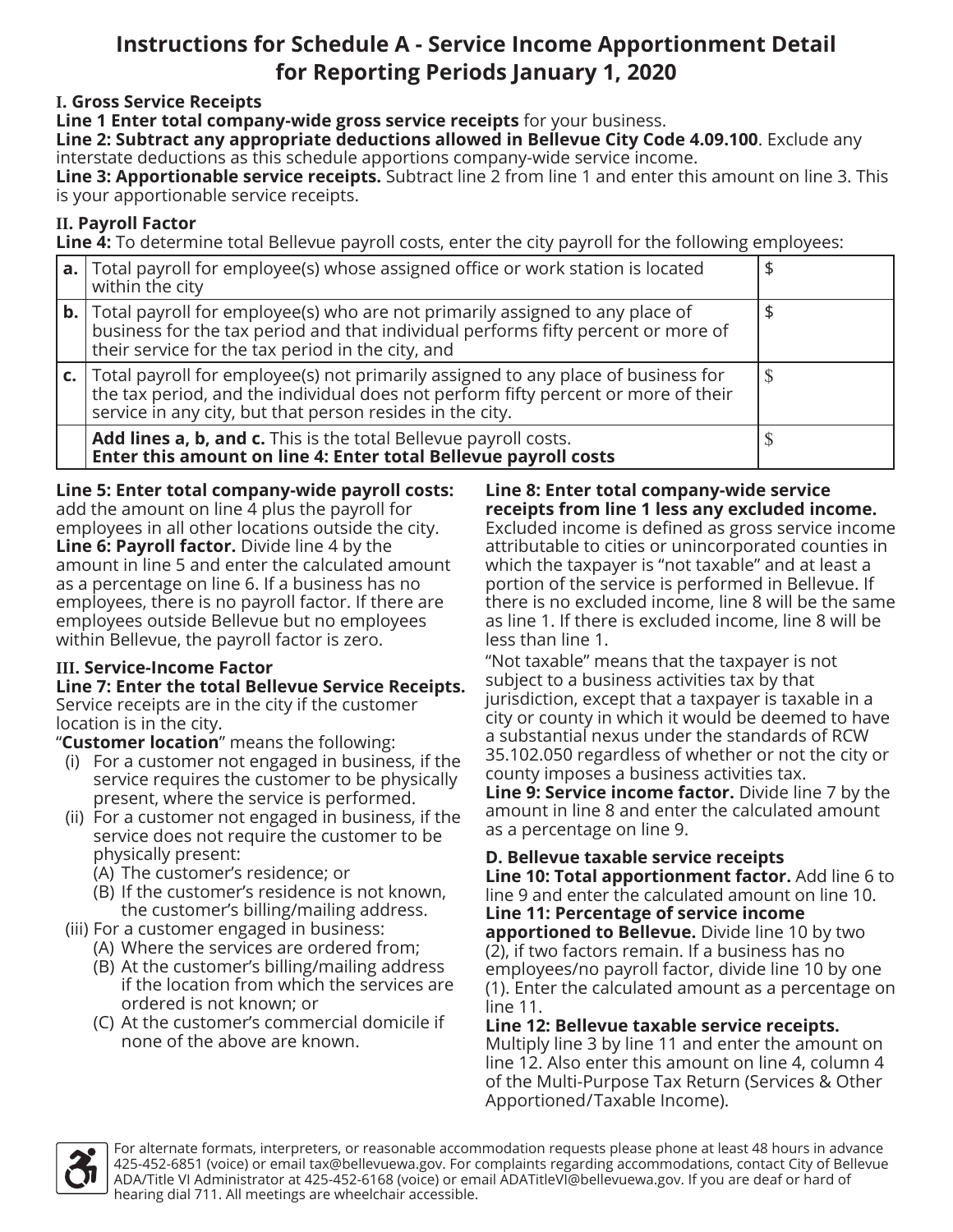# Instructions for Schedule A - Service Income Apportionment Detail for Reporting Periods January 1, 2020

## I. Gross Service Receipts

**Line 1 Enter total company-wide gross service receipts** for your business.

**Line 2: Subtract any appropriate deductions allowed in Bellevue City Code 4.09.100**. Exclude any interstate deductions as this schedule apportions company-wide service income.

**Line 3: Apportionable service receipts.** Subtract line 2 from line 1 and enter this amount on line 3. This is your apportionable service receipts.

## II. Payroll Factor

**Line 4:** To determine total Bellevue payroll costs, enter the city payroll for the following employees:

| | | |
|---|---|---|
| **a.** | Total payroll for employee(s) whose assigned office or work station is located within the city | $ |
| **b.** | Total payroll for employee(s) who are not primarily assigned to any place of business for the tax period and that individual performs fifty percent or more of their service for the tax period in the city, and | $ |
| **c.** | Total payroll for employee(s) not primarily assigned to any place of business for the tax period, and the individual does not perform fifty percent or more of their service in any city, but that person resides in the city. | $ |
| | **Add lines a, b, and c.** This is the total Bellevue payroll costs. **Enter this amount on line 4: Enter total Bellevue payroll costs** | $ |

**Line 5: Enter total company-wide payroll costs:** add the amount on line 4 plus the payroll for employees in all other locations outside the city.

**Line 6: Payroll factor.** Divide line 4 by the amount in line 5 and enter the calculated amount as a percentage on line 6. If a business has no employees, there is no payroll factor. If there are employees outside Bellevue but no employees within Bellevue, the payroll factor is zero.

## III. Service-Income Factor

**Line 7: Enter the total Bellevue Service Receipts.** Service receipts are in the city if the customer location is in the city.

"**Customer location**" means the following:

- (i) For a customer not engaged in business, if the service requires the customer to be physically present, where the service is performed.
- (ii) For a customer not engaged in business, if the service does not require the customer to be physically present:
  - (A) The customer's residence; or
  - (B) If the customer's residence is not known, the customer's billing/mailing address.
- (iii) For a customer engaged in business:
  - (A) Where the services are ordered from;
  - (B) At the customer's billing/mailing address if the location from which the services are ordered is not known; or
  - (C) At the customer's commercial domicile if none of the above are known.

**Line 8: Enter total company-wide service receipts from line 1 less any excluded income.** Excluded income is defined as gross service income attributable to cities or unincorporated counties in which the taxpayer is "not taxable" and at least a portion of the service is performed in Bellevue. If there is no excluded income, line 8 will be the same as line 1. If there is excluded income, line 8 will be less than line 1.

"Not taxable" means that the taxpayer is not subject to a business activities tax by that jurisdiction, except that a taxpayer is taxable in a city or county in which it would be deemed to have a substantial nexus under the standards of RCW 35.102.050 regardless of whether or not the city or county imposes a business activities tax.

**Line 9: Service income factor.** Divide line 7 by the amount in line 8 and enter the calculated amount as a percentage on line 9.

## D. Bellevue taxable service receipts

**Line 10: Total apportionment factor.** Add line 6 to line 9 and enter the calculated amount on line 10.

**Line 11: Percentage of service income apportioned to Bellevue.** Divide line 10 by two (2), if two factors remain. If a business has no employees/no payroll factor, divide line 10 by one (1). Enter the calculated amount as a percentage on line 11.

**Line 12: Bellevue taxable service receipts.** Multiply line 3 by line 11 and enter the amount on line 12. Also enter this amount on line 4, column 4 of the Multi-Purpose Tax Return (Services & Other Apportioned/Taxable Income).

For alternate formats, interpreters, or reasonable accommodation requests please phone at least 48 hours in advance 425-452-6851 (voice) or email tax@bellevuewa.gov. For complaints regarding accommodations, contact City of Bellevue ADA/Title VI Administrator at 425-452-6168 (voice) or email ADATitleVI@bellevuewa.gov. If you are deaf or hard of hearing dial 711. All meetings are wheelchair accessible.